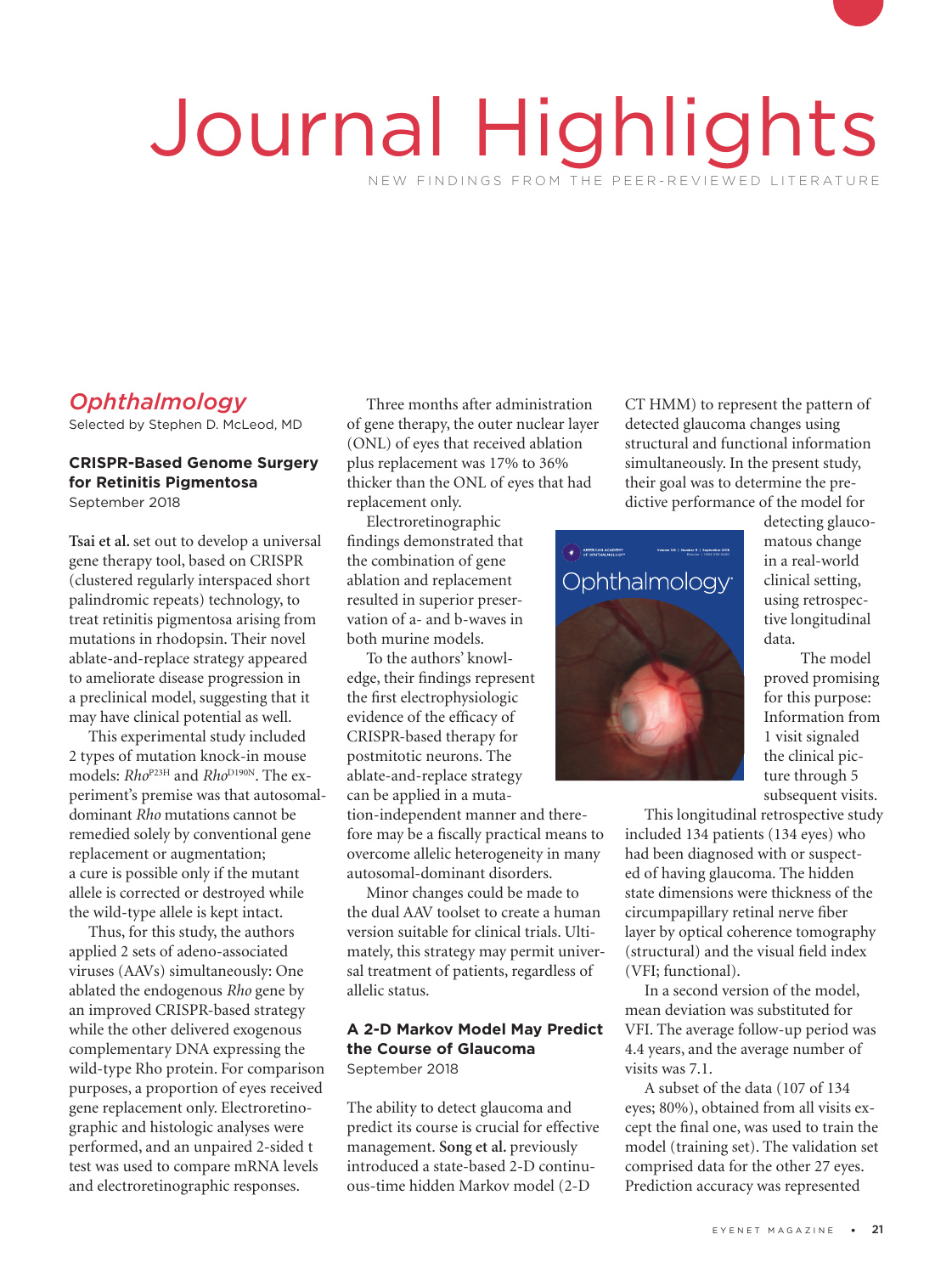# Journal Highlights

NEW FINDINGS FROM THE PEER-REVIEWED LITERATURE

## *Ophthalmology*

Selected by Stephen D. McLeod, MD

### CRISPR-Based Genome Surgery for Retinitis Pigmentosa

September 2018

**Tsai et al.** set out to develop a universal gene therapy tool, based on CRISPR (clustered regularly interspaced short palindromic repeats) technology, to treat retinitis pigmentosa arising from mutations in rhodopsin. Their novel ablate-and-replace strategy appeared to ameliorate disease progression in a preclinical model, suggesting that it may have clinical potential as well.

This experimental study included 2 types of mutation knock-in mouse models: *Rho*$^{P23H}$ and *Rho*$^{D190N}$. The experiment's premise was that autosomal-dominant *Rho* mutations cannot be remedied solely by conventional gene replacement or augmentation; a cure is possible only if the mutant allele is corrected or destroyed while the wild-type allele is kept intact.

Thus, for this study, the authors applied 2 sets of adeno-associated viruses (AAVs) simultaneously: One ablated the endogenous *Rho* gene by an improved CRISPR-based strategy while the other delivered exogenous complementary DNA expressing the wild-type Rho protein. For comparison purposes, a proportion of eyes received gene replacement only. Electroretinographic and histologic analyses were performed, and an unpaired 2-sided t test was used to compare mRNA levels and electroretinographic responses.

Three months after administration of gene therapy, the outer nuclear layer (ONL) of eyes that received ablation plus replacement was 17% to 36% thicker than the ONL of eyes that had replacement only.

Electroretinographic findings demonstrated that the combination of gene ablation and replacement resulted in superior preservation of a- and b-waves in both murine models.

To the authors' knowledge, their findings represent the first electrophysiologic evidence of the efficacy of CRISPR-based therapy for postmitotic neurons. The ablate-and-replace strategy can be applied in a mutation-independent manner and therefore may be a fiscally practical means to overcome allelic heterogeneity in many autosomal-dominant disorders.

Minor changes could be made to the dual AAV toolset to create a human version suitable for clinical trials. Ultimately, this strategy may permit universal treatment of patients, regardless of allelic status.

### A 2-D Markov Model May Predict the Course of Glaucoma

September 2018

The ability to detect glaucoma and predict its course is crucial for effective management. **Song et al.** previously introduced a state-based 2-D continuous-time hidden Markov model (2-D CT HMM) to represent the pattern of detected glaucoma changes using structural and functional information simultaneously. In the present study, their goal was to determine the predictive performance of the model for detecting glaucomatous change in a real-world clinical setting, using retrospective longitudinal data.

The model proved promising for this purpose: Information from 1 visit signaled the clinical picture through 5 subsequent visits.

This longitudinal retrospective study included 134 patients (134 eyes) who had been diagnosed with or suspected of having glaucoma. The hidden state dimensions were thickness of the circumpapillary retinal nerve fiber layer by optical coherence tomography (structural) and the visual field index (VFI; functional).

In a second version of the model, mean deviation was substituted for VFI. The average follow-up period was 4.4 years, and the average number of visits was 7.1.

A subset of the data (107 of 134 eyes; 80%), obtained from all visits except the final one, was used to train the model (training set). The validation set comprised data for the other 27 eyes. Prediction accuracy was represented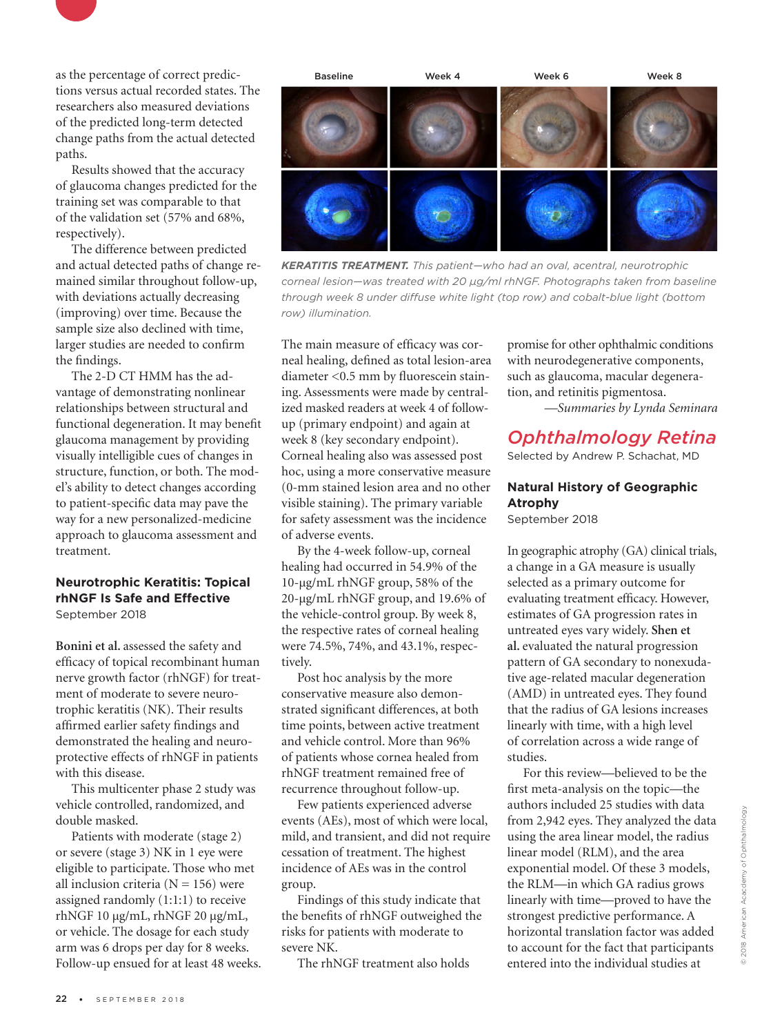as the percentage of correct predictions versus actual recorded states. The researchers also measured deviations of the predicted long-term detected change paths from the actual detected paths.

Results showed that the accuracy of glaucoma changes predicted for the training set was comparable to that of the validation set (57% and 68%, respectively).

The difference between predicted and actual detected paths of change remained similar throughout follow-up, with deviations actually decreasing (improving) over time. Because the sample size also declined with time, larger studies are needed to confirm the findings.

The 2-D CT HMM has the advantage of demonstrating nonlinear relationships between structural and functional degeneration. It may benefit glaucoma management by providing visually intelligible cues of changes in structure, function, or both. The model's ability to detect changes according to patient-specific data may pave the way for a new personalized-medicine approach to glaucoma assessment and treatment.

### Neurotrophic Keratitis: Topical rhNGF Is Safe and Effective

September 2018

**Bonini et al.** assessed the safety and efficacy of topical recombinant human nerve growth factor (rhNGF) for treatment of moderate to severe neurotrophic keratitis (NK). Their results affirmed earlier safety findings and demonstrated the healing and neuroprotective effects of rhNGF in patients with this disease.

This multicenter phase 2 study was vehicle controlled, randomized, and double masked.

Patients with moderate (stage 2) or severe (stage 3) NK in 1 eye were eligible to participate. Those who met all inclusion criteria (N = 156) were assigned randomly (1:1:1) to receive rhNGF 10 µg/mL, rhNGF 20 µg/mL, or vehicle. The dosage for each study arm was 6 drops per day for 8 weeks. Follow-up ensued for at least 48 weeks.

Baseline | Week 4 | Week 6 | Week 8

***KERATITIS TREATMENT.*** *This patient—who had an oval, acentral, neurotrophic corneal lesion—was treated with 20 µg/ml rhNGF. Photographs taken from baseline through week 8 under diffuse white light (top row) and cobalt-blue light (bottom row) illumination.*

The main measure of efficacy was corneal healing, defined as total lesion-area diameter <0.5 mm by fluorescein staining. Assessments were made by centralized masked readers at week 4 of follow-up (primary endpoint) and again at week 8 (key secondary endpoint). Corneal healing also was assessed post hoc, using a more conservative measure (0-mm stained lesion area and no other visible staining). The primary variable for safety assessment was the incidence of adverse events.

By the 4-week follow-up, corneal healing had occurred in 54.9% of the 10-µg/mL rhNGF group, 58% of the 20-µg/mL rhNGF group, and 19.6% of the vehicle-control group. By week 8, the respective rates of corneal healing were 74.5%, 74%, and 43.1%, respectively.

Post hoc analysis by the more conservative measure also demonstrated significant differences, at both time points, between active treatment and vehicle control. More than 96% of patients whose cornea healed from rhNGF treatment remained free of recurrence throughout follow-up.

Few patients experienced adverse events (AEs), most of which were local, mild, and transient, and did not require cessation of treatment. The highest incidence of AEs was in the control group.

Findings of this study indicate that the benefits of rhNGF outweighed the risks for patients with moderate to severe NK.

The rhNGF treatment also holds promise for other ophthalmic conditions with neurodegenerative components, such as glaucoma, macular degeneration, and retinitis pigmentosa.

*—Summaries by Lynda Seminara*

## Ophthalmology Retina

Selected by Andrew P. Schachat, MD

### Natural History of Geographic Atrophy

September 2018

In geographic atrophy (GA) clinical trials, a change in a GA measure is usually selected as a primary outcome for evaluating treatment efficacy. However, estimates of GA progression rates in untreated eyes vary widely. **Shen et al.** evaluated the natural progression pattern of GA secondary to nonexudative age-related macular degeneration (AMD) in untreated eyes. They found that the radius of GA lesions increases linearly with time, with a high level of correlation across a wide range of studies.

For this review—believed to be the first meta-analysis on the topic—the authors included 25 studies with data from 2,942 eyes. They analyzed the data using the area linear model, the radius linear model (RLM), and the area exponential model. Of these 3 models, the RLM—in which GA radius grows linearly with time—proved to have the strongest predictive performance. A horizontal translation factor was added to account for the fact that participants entered into the individual studies at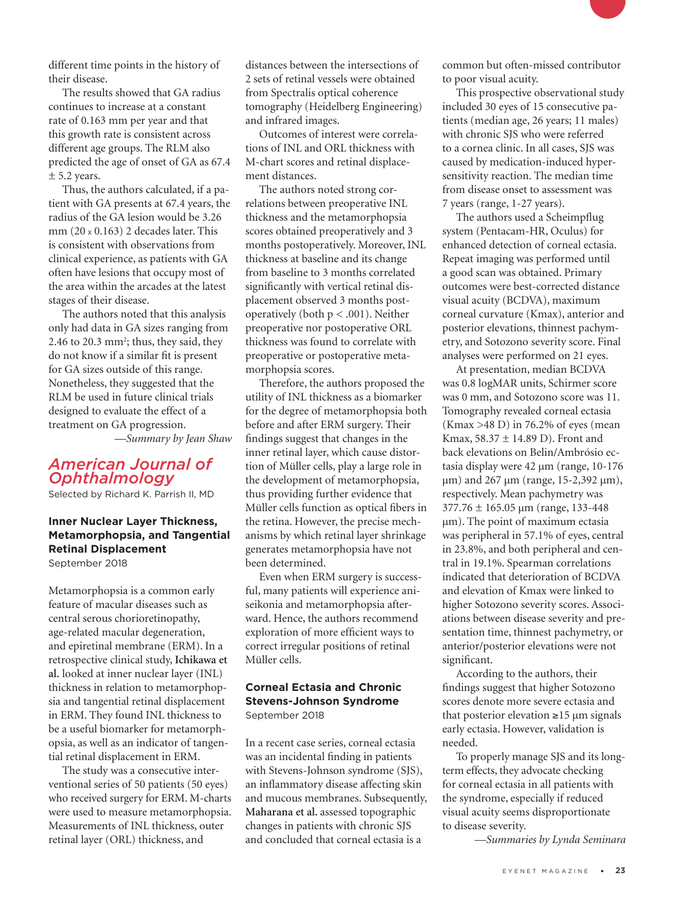different time points in the history of their disease.

The results showed that GA radius continues to increase at a constant rate of 0.163 mm per year and that this growth rate is consistent across different age groups. The RLM also predicted the age of onset of GA as 67.4 ± 5.2 years.

Thus, the authors calculated, if a patient with GA presents at 67.4 years, the radius of the GA lesion would be 3.26 mm (20 x 0.163) 2 decades later. This is consistent with observations from clinical experience, as patients with GA often have lesions that occupy most of the area within the arcades at the latest stages of their disease.

The authors noted that this analysis only had data in GA sizes ranging from 2.46 to 20.3 $mm^2$; thus, they said, they do not know if a similar fit is present for GA sizes outside of this range. Nonetheless, they suggested that the RLM be used in future clinical trials designed to evaluate the effect of a treatment on GA progression.

*—Summary by Jean Shaw*

## American Journal of Ophthalmology

Selected by Richard K. Parrish II, MD

### Inner Nuclear Layer Thickness, Metamorphopsia, and Tangential Retinal Displacement

September 2018

Metamorphopsia is a common early feature of macular diseases such as central serous chorioretinopathy, age-related macular degeneration, and epiretinal membrane (ERM). In a retrospective clinical study, **Ichikawa et al.** looked at inner nuclear layer (INL) thickness in relation to metamorphopsia and tangential retinal displacement in ERM. They found INL thickness to be a useful biomarker for metamorphopsia, as well as an indicator of tangential retinal displacement in ERM.

The study was a consecutive interventional series of 50 patients (50 eyes) who received surgery for ERM. M-charts were used to measure metamorphopsia. Measurements of INL thickness, outer retinal layer (ORL) thickness, and distances between the intersections of 2 sets of retinal vessels were obtained from Spectralis optical coherence tomography (Heidelberg Engineering) and infrared images.

Outcomes of interest were correlations of INL and ORL thickness with M-chart scores and retinal displacement distances.

The authors noted strong correlations between preoperative INL thickness and the metamorphopsia scores obtained preoperatively and 3 months postoperatively. Moreover, INL thickness at baseline and its change from baseline to 3 months correlated significantly with vertical retinal displacement observed 3 months postoperatively (both $p < .001$). Neither preoperative nor postoperative ORL thickness was found to correlate with preoperative or postoperative metamorphopsia scores.

Therefore, the authors proposed the utility of INL thickness as a biomarker for the degree of metamorphopsia both before and after ERM surgery. Their findings suggest that changes in the inner retinal layer, which cause distortion of Müller cells, play a large role in the development of metamorphopsia, thus providing further evidence that Müller cells function as optical fibers in the retina. However, the precise mechanisms by which retinal layer shrinkage generates metamorphopsia have not been determined.

Even when ERM surgery is successful, many patients will experience aniseikonia and metamorphopsia afterward. Hence, the authors recommend exploration of more efficient ways to correct irregular positions of retinal Müller cells.

### Corneal Ectasia and Chronic Stevens-Johnson Syndrome

September 2018

In a recent case series, corneal ectasia was an incidental finding in patients with Stevens-Johnson syndrome (SJS), an inflammatory disease affecting skin and mucous membranes. Subsequently, **Maharana et al.** assessed topographic changes in patients with chronic SJS and concluded that corneal ectasia is a common but often-missed contributor to poor visual acuity.

This prospective observational study included 30 eyes of 15 consecutive patients (median age, 26 years; 11 males) with chronic SJS who were referred to a cornea clinic. In all cases, SJS was caused by medication-induced hypersensitivity reaction. The median time from disease onset to assessment was 7 years (range, 1-27 years).

The authors used a Scheimpflug system (Pentacam-HR, Oculus) for enhanced detection of corneal ectasia. Repeat imaging was performed until a good scan was obtained. Primary outcomes were best-corrected distance visual acuity (BCDVA), maximum corneal curvature (Kmax), anterior and posterior elevations, thinnest pachymetry, and Sotozono severity score. Final analyses were performed on 21 eyes.

At presentation, median BCDVA was 0.8 logMAR units, Schirmer score was 0 mm, and Sotozono score was 11. Tomography revealed corneal ectasia (Kmax >48 D) in 76.2% of eyes (mean Kmax, 58.37 ± 14.89 D). Front and back elevations on Belin/Ambrósio ectasia display were 42 µm (range, 10-176 µm) and 267 µm (range, 15-2,392 µm), respectively. Mean pachymetry was 377.76 ± 165.05 µm (range, 133-448 µm). The point of maximum ectasia was peripheral in 57.1% of eyes, central in 23.8%, and both peripheral and central in 19.1%. Spearman correlations indicated that deterioration of BCDVA and elevation of Kmax were linked to higher Sotozono severity scores. Associations between disease severity and presentation time, thinnest pachymetry, or anterior/posterior elevations were not significant.

According to the authors, their findings suggest that higher Sotozono scores denote more severe ectasia and that posterior elevation ≥15 µm signals early ectasia. However, validation is needed.

To properly manage SJS and its long-term effects, they advocate checking for corneal ectasia in all patients with the syndrome, especially if reduced visual acuity seems disproportionate to disease severity.

*—Summaries by Lynda Seminara*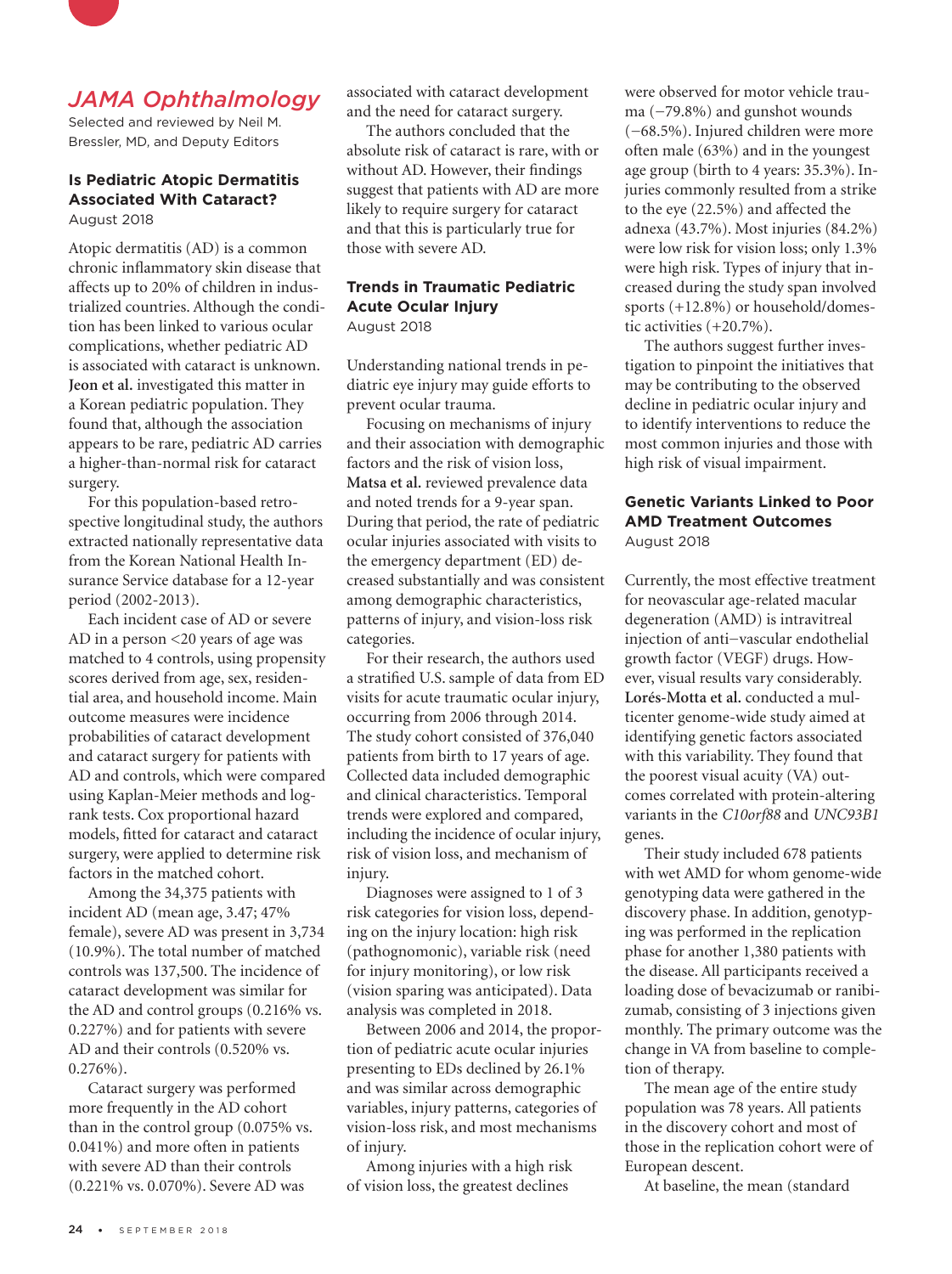# *JAMA Ophthalmology*

Selected and reviewed by Neil M. Bressler, MD, and Deputy Editors

## Is Pediatric Atopic Dermatitis Associated With Cataract?

August 2018

Atopic dermatitis (AD) is a common chronic inflammatory skin disease that affects up to 20% of children in industrialized countries. Although the condition has been linked to various ocular complications, whether pediatric AD is associated with cataract is unknown. **Jeon et al.** investigated this matter in a Korean pediatric population. They found that, although the association appears to be rare, pediatric AD carries a higher-than-normal risk for cataract surgery.

For this population-based retrospective longitudinal study, the authors extracted nationally representative data from the Korean National Health Insurance Service database for a 12-year period (2002-2013).

Each incident case of AD or severe AD in a person <20 years of age was matched to 4 controls, using propensity scores derived from age, sex, residential area, and household income. Main outcome measures were incidence probabilities of cataract development and cataract surgery for patients with AD and controls, which were compared using Kaplan-Meier methods and log-rank tests. Cox proportional hazard models, fitted for cataract and cataract surgery, were applied to determine risk factors in the matched cohort.

Among the 34,375 patients with incident AD (mean age, 3.47; 47% female), severe AD was present in 3,734 (10.9%). The total number of matched controls was 137,500. The incidence of cataract development was similar for the AD and control groups (0.216% vs. 0.227%) and for patients with severe AD and their controls (0.520% vs. 0.276%).

Cataract surgery was performed more frequently in the AD cohort than in the control group (0.075% vs. 0.041%) and more often in patients with severe AD than their controls (0.221% vs. 0.070%). Severe AD was associated with cataract development and the need for cataract surgery.

The authors concluded that the absolute risk of cataract is rare, with or without AD. However, their findings suggest that patients with AD are more likely to require surgery for cataract and that this is particularly true for those with severe AD.

## Trends in Traumatic Pediatric Acute Ocular Injury

August 2018

Understanding national trends in pediatric eye injury may guide efforts to prevent ocular trauma.

Focusing on mechanisms of injury and their association with demographic factors and the risk of vision loss, **Matsa et al.** reviewed prevalence data and noted trends for a 9-year span. During that period, the rate of pediatric ocular injuries associated with visits to the emergency department (ED) decreased substantially and was consistent among demographic characteristics, patterns of injury, and vision-loss risk categories.

For their research, the authors used a stratified U.S. sample of data from ED visits for acute traumatic ocular injury, occurring from 2006 through 2014. The study cohort consisted of 376,040 patients from birth to 17 years of age. Collected data included demographic and clinical characteristics. Temporal trends were explored and compared, including the incidence of ocular injury, risk of vision loss, and mechanism of injury.

Diagnoses were assigned to 1 of 3 risk categories for vision loss, depending on the injury location: high risk (pathognomonic), variable risk (need for injury monitoring), or low risk (vision sparing was anticipated). Data analysis was completed in 2018.

Between 2006 and 2014, the proportion of pediatric acute ocular injuries presenting to EDs declined by 26.1% and was similar across demographic variables, injury patterns, categories of vision-loss risk, and most mechanisms of injury.

Among injuries with a high risk of vision loss, the greatest declines were observed for motor vehicle trauma (−79.8%) and gunshot wounds (−68.5%). Injured children were more often male (63%) and in the youngest age group (birth to 4 years: 35.3%). Injuries commonly resulted from a strike to the eye (22.5%) and affected the adnexa (43.7%). Most injuries (84.2%) were low risk for vision loss; only 1.3% were high risk. Types of injury that increased during the study span involved sports (+12.8%) or household/domestic activities (+20.7%).

The authors suggest further investigation to pinpoint the initiatives that may be contributing to the observed decline in pediatric ocular injury and to identify interventions to reduce the most common injuries and those with high risk of visual impairment.

## Genetic Variants Linked to Poor AMD Treatment Outcomes

August 2018

Currently, the most effective treatment for neovascular age-related macular degeneration (AMD) is intravitreal injection of anti−vascular endothelial growth factor (VEGF) drugs. However, visual results vary considerably. **Lorés-Motta et al.** conducted a multicenter genome-wide study aimed at identifying genetic factors associated with this variability. They found that the poorest visual acuity (VA) outcomes correlated with protein-altering variants in the *C10orf88* and *UNC93B1* genes.

Their study included 678 patients with wet AMD for whom genome-wide genotyping data were gathered in the discovery phase. In addition, genotyping was performed in the replication phase for another 1,380 patients with the disease. All participants received a loading dose of bevacizumab or ranibizumab, consisting of 3 injections given monthly. The primary outcome was the change in VA from baseline to completion of therapy.

The mean age of the entire study population was 78 years. All patients in the discovery cohort and most of those in the replication cohort were of European descent.

At baseline, the mean (standard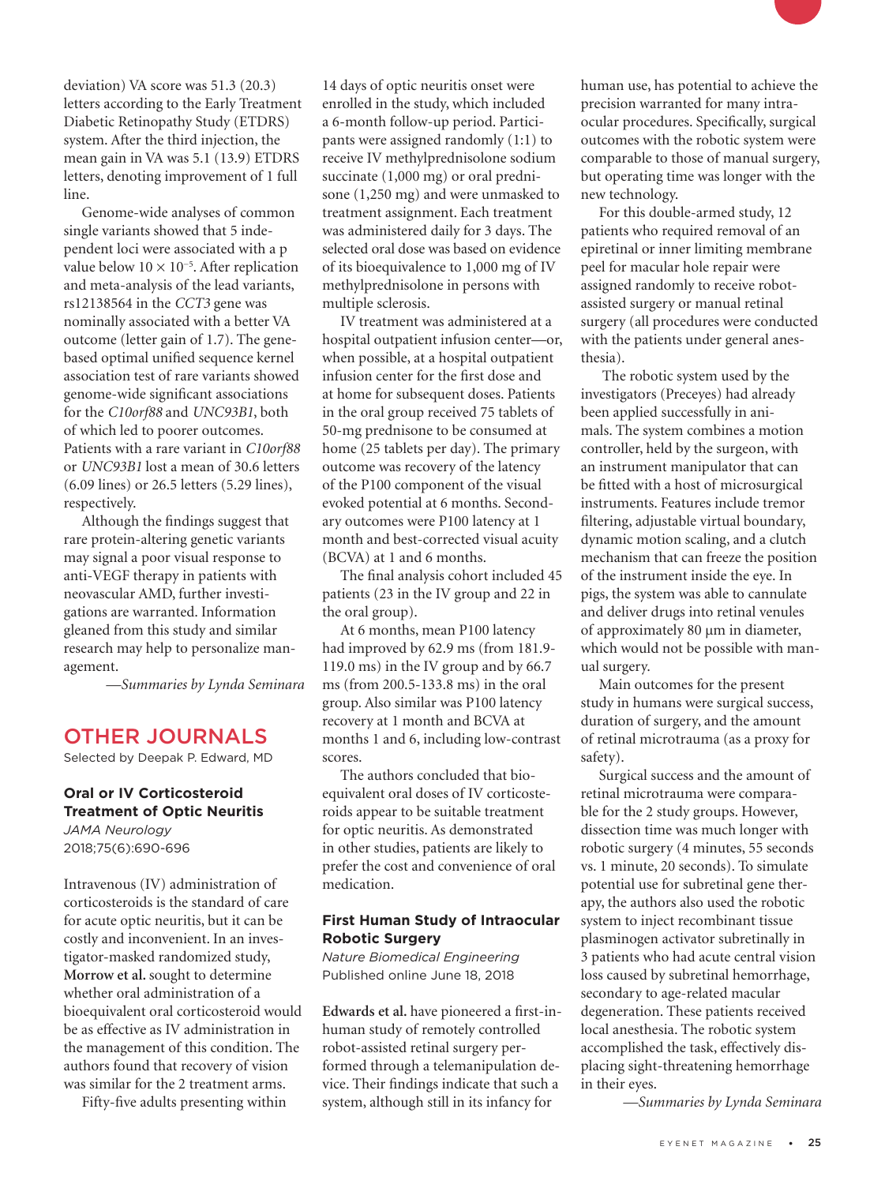deviation) VA score was 51.3 (20.3) letters according to the Early Treatment Diabetic Retinopathy Study (ETDRS) system. After the third injection, the mean gain in VA was 5.1 (13.9) ETDRS letters, denoting improvement of 1 full line.

Genome-wide analyses of common single variants showed that 5 independent loci were associated with a p value below $10 \times 10^{-5}$. After replication and meta-analysis of the lead variants, rs12138564 in the *CCT3* gene was nominally associated with a better VA outcome (letter gain of 1.7). The gene-based optimal unified sequence kernel association test of rare variants showed genome-wide significant associations for the *C10orf88* and *UNC93B1*, both of which led to poorer outcomes. Patients with a rare variant in *C10orf88* or *UNC93B1* lost a mean of 30.6 letters (6.09 lines) or 26.5 letters (5.29 lines), respectively.

Although the findings suggest that rare protein-altering genetic variants may signal a poor visual response to anti-VEGF therapy in patients with neovascular AMD, further investigations are warranted. Information gleaned from this study and similar research may help to personalize management.

*—Summaries by Lynda Seminara*

## OTHER JOURNALS

Selected by Deepak P. Edward, MD

### Oral or IV Corticosteroid Treatment of Optic Neuritis

*JAMA Neurology*
2018;75(6):690-696

Intravenous (IV) administration of corticosteroids is the standard of care for acute optic neuritis, but it can be costly and inconvenient. In an investigator-masked randomized study, **Morrow et al.** sought to determine whether oral administration of a bioequivalent oral corticosteroid would be as effective as IV administration in the management of this condition. The authors found that recovery of vision was similar for the 2 treatment arms.

Fifty-five adults presenting within 14 days of optic neuritis onset were enrolled in the study, which included a 6-month follow-up period. Participants were assigned randomly (1:1) to receive IV methylprednisolone sodium succinate (1,000 mg) or oral prednisone (1,250 mg) and were unmasked to treatment assignment. Each treatment was administered daily for 3 days. The selected oral dose was based on evidence of its bioequivalence to 1,000 mg of IV methylprednisolone in persons with multiple sclerosis.

IV treatment was administered at a hospital outpatient infusion center—or, when possible, at a hospital outpatient infusion center for the first dose and at home for subsequent doses. Patients in the oral group received 75 tablets of 50-mg prednisone to be consumed at home (25 tablets per day). The primary outcome was recovery of the latency of the P100 component of the visual evoked potential at 6 months. Secondary outcomes were P100 latency at 1 month and best-corrected visual acuity (BCVA) at 1 and 6 months.

The final analysis cohort included 45 patients (23 in the IV group and 22 in the oral group).

At 6 months, mean P100 latency had improved by 62.9 ms (from 181.9-119.0 ms) in the IV group and by 66.7 ms (from 200.5-133.8 ms) in the oral group. Also similar was P100 latency recovery at 1 month and BCVA at months 1 and 6, including low-contrast scores.

The authors concluded that bioequivalent oral doses of IV corticosteroids appear to be suitable treatment for optic neuritis. As demonstrated in other studies, patients are likely to prefer the cost and convenience of oral medication.

### First Human Study of Intraocular Robotic Surgery

*Nature Biomedical Engineering*
Published online June 18, 2018

**Edwards et al.** have pioneered a first-in-human study of remotely controlled robot-assisted retinal surgery performed through a telemanipulation device. Their findings indicate that such a system, although still in its infancy for human use, has potential to achieve the precision warranted for many intraocular procedures. Specifically, surgical outcomes with the robotic system were comparable to those of manual surgery, but operating time was longer with the new technology.

For this double-armed study, 12 patients who required removal of an epiretinal or inner limiting membrane peel for macular hole repair were assigned randomly to receive robot-assisted surgery or manual retinal surgery (all procedures were conducted with the patients under general anesthesia).

The robotic system used by the investigators (Preceyes) had already been applied successfully in animals. The system combines a motion controller, held by the surgeon, with an instrument manipulator that can be fitted with a host of microsurgical instruments. Features include tremor filtering, adjustable virtual boundary, dynamic motion scaling, and a clutch mechanism that can freeze the position of the instrument inside the eye. In pigs, the system was able to cannulate and deliver drugs into retinal venules of approximately 80 µm in diameter, which would not be possible with manual surgery.

Main outcomes for the present study in humans were surgical success, duration of surgery, and the amount of retinal microtrauma (as a proxy for safety).

Surgical success and the amount of retinal microtrauma were comparable for the 2 study groups. However, dissection time was much longer with robotic surgery (4 minutes, 55 seconds vs. 1 minute, 20 seconds). To simulate potential use for subretinal gene therapy, the authors also used the robotic system to inject recombinant tissue plasminogen activator subretinally in 3 patients who had acute central vision loss caused by subretinal hemorrhage, secondary to age-related macular degeneration. These patients received local anesthesia. The robotic system accomplished the task, effectively displacing sight-threatening hemorrhage in their eyes.

*—Summaries by Lynda Seminara*